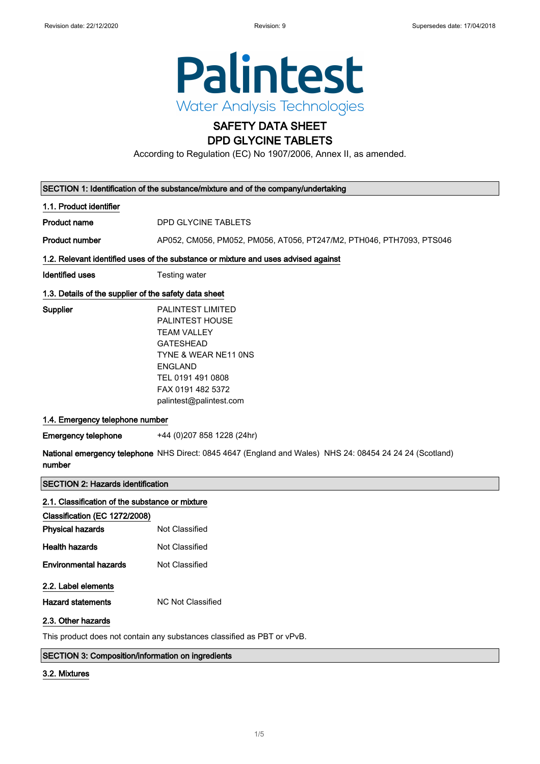Palintest
Water Analysis Technologies

# SAFETY DATA SHEET
# DPD GLYCINE TABLETS

According to Regulation (EC) No 1907/2006, Annex II, as amended.

## SECTION 1: Identification of the substance/mixture and of the company/undertaking

### 1.1. Product identifier

**Product name** DPD GLYCINE TABLETS

**Product number** AP052, CM056, PM052, PM056, AT056, PT247/M2, PTH046, PTH7093, PTS046

### 1.2. Relevant identified uses of the substance or mixture and uses advised against

**Identified uses** Testing water

### 1.3. Details of the supplier of the safety data sheet

**Supplier**
PALINTEST LIMITED
PALINTEST HOUSE
TEAM VALLEY
GATESHEAD
TYNE & WEAR NE11 0NS
ENGLAND
TEL 0191 491 0808
FAX 0191 482 5372
palintest@palintest.com

### 1.4. Emergency telephone number

**Emergency telephone** +44 (0)207 858 1228 (24hr)

**National emergency telephone number** NHS Direct: 0845 4647 (England and Wales) NHS 24: 08454 24 24 24 (Scotland)

## SECTION 2: Hazards identification

### 2.1. Classification of the substance or mixture

**Classification (EC 1272/2008)**

**Physical hazards** Not Classified

**Health hazards** Not Classified

**Environmental hazards** Not Classified

### 2.2. Label elements

**Hazard statements** NC Not Classified

### 2.3. Other hazards

This product does not contain any substances classified as PBT or vPvB.

## SECTION 3: Composition/information on ingredients

### 3.2. Mixtures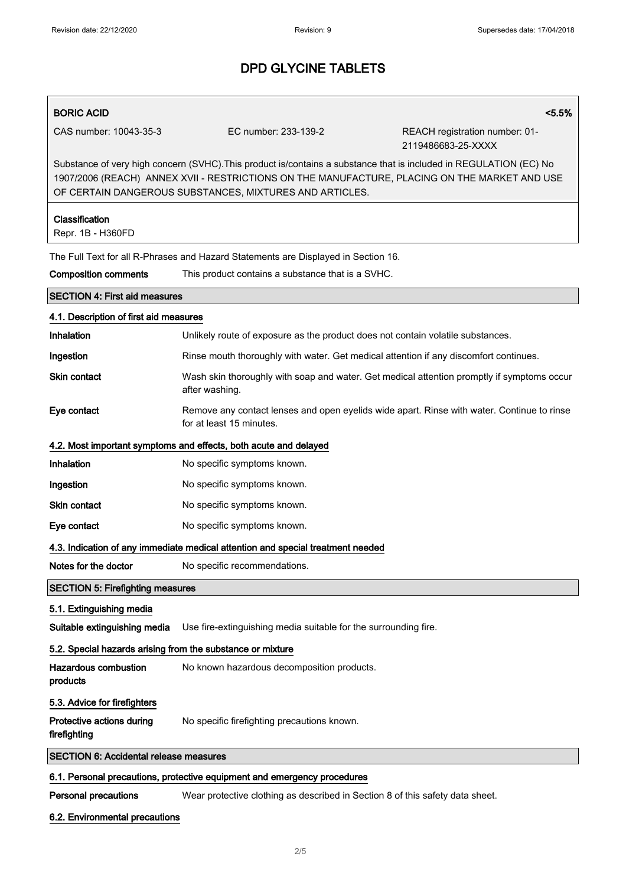# DPD GLYCINE TABLETS

**BORIC ACID** <5.5%

CAS number: 10043-35-3 | EC number: 233-139-2 | REACH registration number: 01-2119486683-25-XXXX

Substance of very high concern (SVHC).This product is/contains a substance that is included in REGULATION (EC) No 1907/2006 (REACH) ANNEX XVII - RESTRICTIONS ON THE MANUFACTURE, PLACING ON THE MARKET AND USE OF CERTAIN DANGEROUS SUBSTANCES, MIXTURES AND ARTICLES.

**Classification**
Repr. 1B - H360FD

The Full Text for all R-Phrases and Hazard Statements are Displayed in Section 16.

**Composition comments** This product contains a substance that is a SVHC.

## SECTION 4: First aid measures

### 4.1. Description of first aid measures

**Inhalation** Unlikely route of exposure as the product does not contain volatile substances.

**Ingestion** Rinse mouth thoroughly with water. Get medical attention if any discomfort continues.

**Skin contact** Wash skin thoroughly with soap and water. Get medical attention promptly if symptoms occur after washing.

**Eye contact** Remove any contact lenses and open eyelids wide apart. Rinse with water. Continue to rinse for at least 15 minutes.

### 4.2. Most important symptoms and effects, both acute and delayed

**Inhalation** No specific symptoms known.

**Ingestion** No specific symptoms known.

**Skin contact** No specific symptoms known.

**Eye contact** No specific symptoms known.

### 4.3. Indication of any immediate medical attention and special treatment needed

**Notes for the doctor** No specific recommendations.

## SECTION 5: Firefighting measures

### 5.1. Extinguishing media

**Suitable extinguishing media** Use fire-extinguishing media suitable for the surrounding fire.

### 5.2. Special hazards arising from the substance or mixture

**Hazardous combustion products** No known hazardous decomposition products.

### 5.3. Advice for firefighters

**Protective actions during firefighting** No specific firefighting precautions known.

## SECTION 6: Accidental release measures

### 6.1. Personal precautions, protective equipment and emergency procedures

**Personal precautions** Wear protective clothing as described in Section 8 of this safety data sheet.

### 6.2. Environmental precautions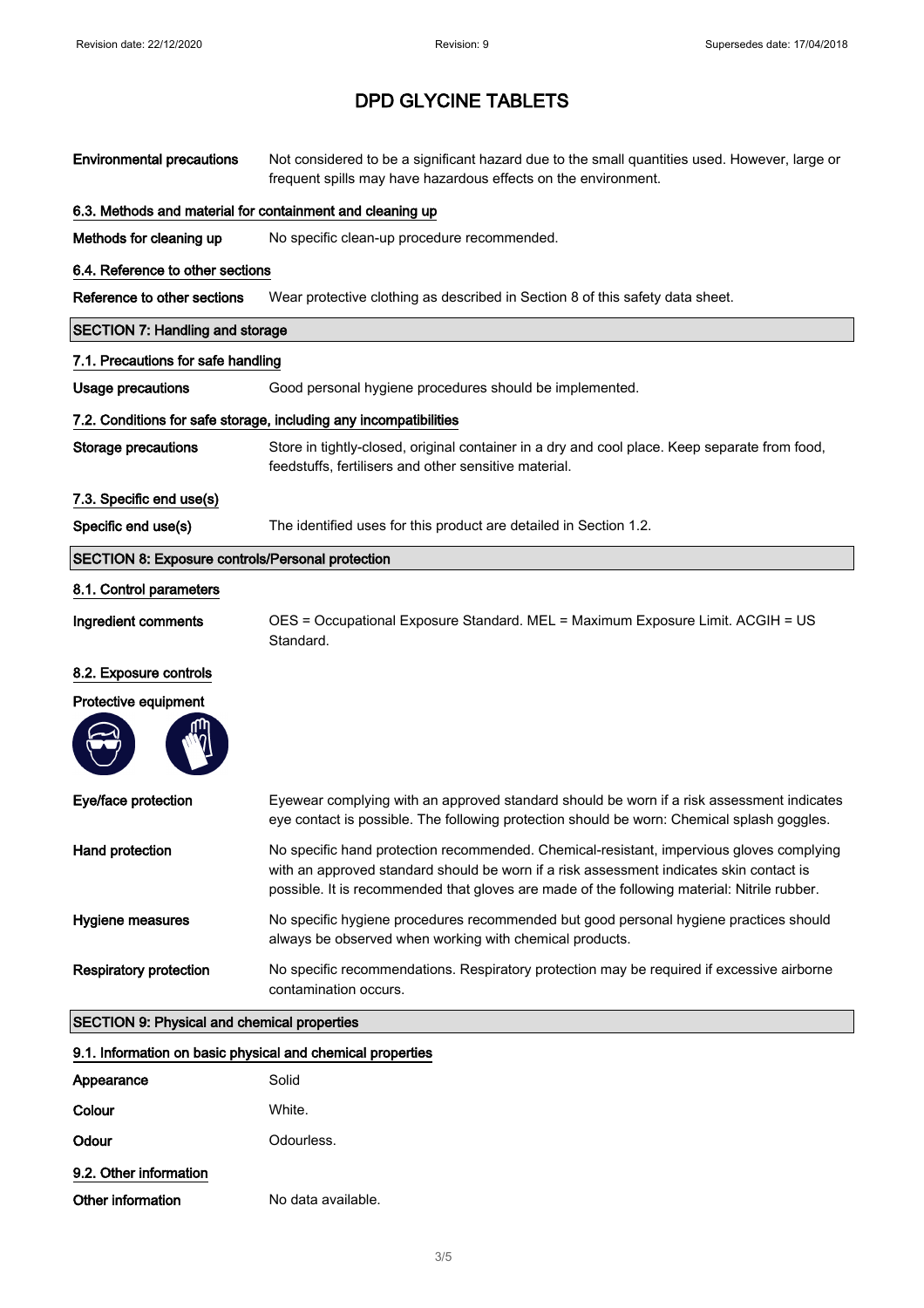# DPD GLYCINE TABLETS

**Environmental precautions** Not considered to be a significant hazard due to the small quantities used. However, large or frequent spills may have hazardous effects on the environment.

### 6.3. Methods and material for containment and cleaning up

**Methods for cleaning up** No specific clean-up procedure recommended.

### 6.4. Reference to other sections

**Reference to other sections** Wear protective clothing as described in Section 8 of this safety data sheet.

## SECTION 7: Handling and storage

### 7.1. Precautions for safe handling

**Usage precautions** Good personal hygiene procedures should be implemented.

### 7.2. Conditions for safe storage, including any incompatibilities

**Storage precautions** Store in tightly-closed, original container in a dry and cool place. Keep separate from food, feedstuffs, fertilisers and other sensitive material.

### 7.3. Specific end use(s)

**Specific end use(s)** The identified uses for this product are detailed in Section 1.2.

## SECTION 8: Exposure controls/Personal protection

### 8.1. Control parameters

**Ingredient comments** OES = Occupational Exposure Standard. MEL = Maximum Exposure Limit. ACGIH = US Standard.

### 8.2. Exposure controls

**Protective equipment**

**Eye/face protection** Eyewear complying with an approved standard should be worn if a risk assessment indicates eye contact is possible. The following protection should be worn: Chemical splash goggles.

**Hand protection** No specific hand protection recommended. Chemical-resistant, impervious gloves complying with an approved standard should be worn if a risk assessment indicates skin contact is possible. It is recommended that gloves are made of the following material: Nitrile rubber.

**Hygiene measures** No specific hygiene procedures recommended but good personal hygiene practices should always be observed when working with chemical products.

**Respiratory protection** No specific recommendations. Respiratory protection may be required if excessive airborne contamination occurs.

## SECTION 9: Physical and chemical properties

### 9.1. Information on basic physical and chemical properties

**Appearance** Solid

**Colour** White.

**Odour** Odourless.

### 9.2. Other information

**Other information** No data available.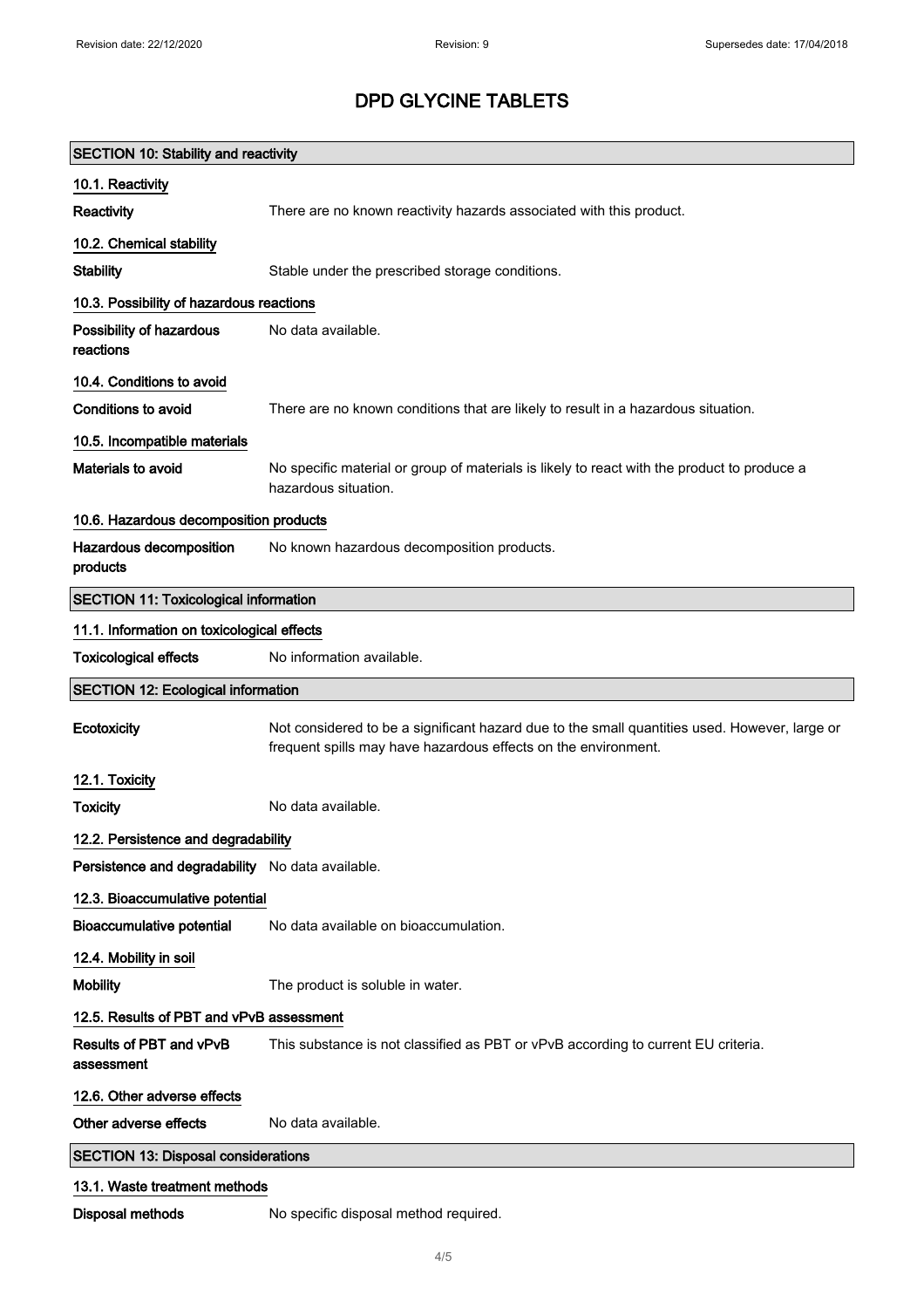# DPD GLYCINE TABLETS

## SECTION 10: Stability and reactivity

### 10.1. Reactivity

**Reactivity** There are no known reactivity hazards associated with this product.

### 10.2. Chemical stability

**Stability** Stable under the prescribed storage conditions.

### 10.3. Possibility of hazardous reactions

**Possibility of hazardous reactions** No data available.

### 10.4. Conditions to avoid

**Conditions to avoid** There are no known conditions that are likely to result in a hazardous situation.

### 10.5. Incompatible materials

**Materials to avoid** No specific material or group of materials is likely to react with the product to produce a hazardous situation.

### 10.6. Hazardous decomposition products

**Hazardous decomposition products** No known hazardous decomposition products.

## SECTION 11: Toxicological information

### 11.1. Information on toxicological effects

**Toxicological effects** No information available.

## SECTION 12: Ecological information

**Ecotoxicity** Not considered to be a significant hazard due to the small quantities used. However, large or frequent spills may have hazardous effects on the environment.

### 12.1. Toxicity

**Toxicity** No data available.

### 12.2. Persistence and degradability

**Persistence and degradability** No data available.

### 12.3. Bioaccumulative potential

**Bioaccumulative potential** No data available on bioaccumulation.

### 12.4. Mobility in soil

**Mobility** The product is soluble in water.

### 12.5. Results of PBT and vPvB assessment

**Results of PBT and vPvB assessment** This substance is not classified as PBT or vPvB according to current EU criteria.

### 12.6. Other adverse effects

**Other adverse effects** No data available.

## SECTION 13: Disposal considerations

### 13.1. Waste treatment methods

**Disposal methods** No specific disposal method required.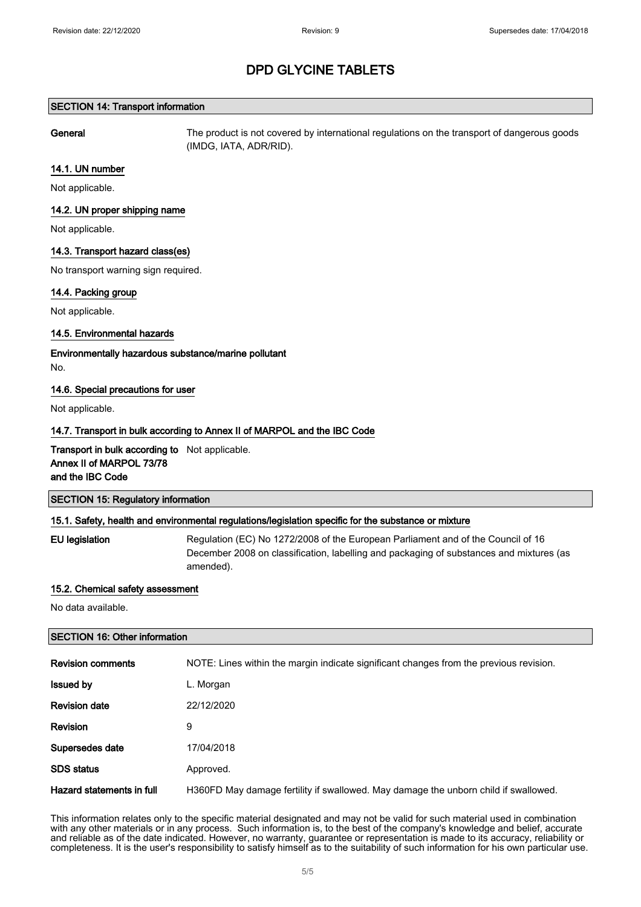# DPD GLYCINE TABLETS

## SECTION 14: Transport information

**General** The product is not covered by international regulations on the transport of dangerous goods (IMDG, IATA, ADR/RID).

### 14.1. UN number

Not applicable.

### 14.2. UN proper shipping name

Not applicable.

### 14.3. Transport hazard class(es)

No transport warning sign required.

### 14.4. Packing group

Not applicable.

### 14.5. Environmental hazards

**Environmentally hazardous substance/marine pollutant**

No.

### 14.6. Special precautions for user

Not applicable.

### 14.7. Transport in bulk according to Annex II of MARPOL and the IBC Code

**Transport in bulk according to Annex II of MARPOL 73/78 and the IBC Code** Not applicable.

## SECTION 15: Regulatory information

### 15.1. Safety, health and environmental regulations/legislation specific for the substance or mixture

**EU legislation** Regulation (EC) No 1272/2008 of the European Parliament and of the Council of 16 December 2008 on classification, labelling and packaging of substances and mixtures (as amended).

### 15.2. Chemical safety assessment

No data available.

## SECTION 16: Other information

| | |
|---|---|
| **Revision comments** | NOTE: Lines within the margin indicate significant changes from the previous revision. |
| **Issued by** | L. Morgan |
| **Revision date** | 22/12/2020 |
| **Revision** | 9 |
| **Supersedes date** | 17/04/2018 |
| **SDS status** | Approved. |
| **Hazard statements in full** | H360FD May damage fertility if swallowed. May damage the unborn child if swallowed. |

This information relates only to the specific material designated and may not be valid for such material used in combination with any other materials or in any process. Such information is, to the best of the company's knowledge and belief, accurate and reliable as of the date indicated. However, no warranty, guarantee or representation is made to its accuracy, reliability or completeness. It is the user's responsibility to satisfy himself as to the suitability of such information for his own particular use.